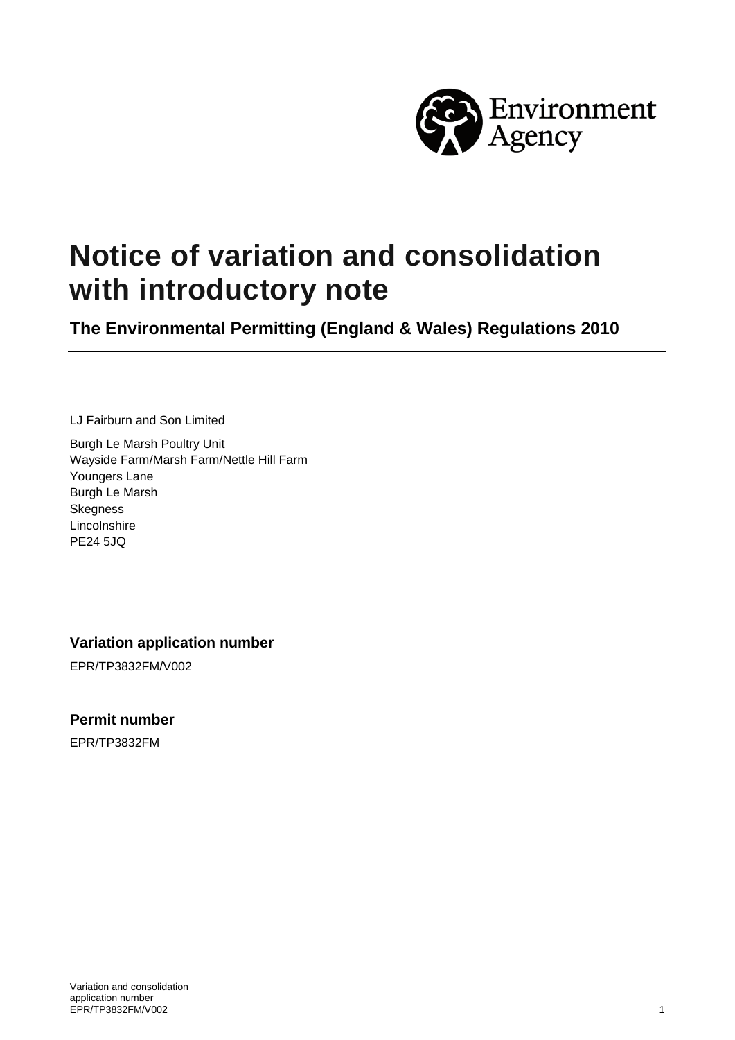# Notice of variation and consolidation with introductory note

## The Environmental Permitting (England & Wales) Regulations 2010

LJ Fairburn and Son Limited

Burgh Le Marsh Poultry Unit
Wayside Farm/Marsh Farm/Nettle Hill Farm
Youngers Lane
Burgh Le Marsh
Skegness
Lincolnshire
PE24 5JQ

### Variation application number

EPR/TP3832FM/V002

### Permit number

EPR/TP3832FM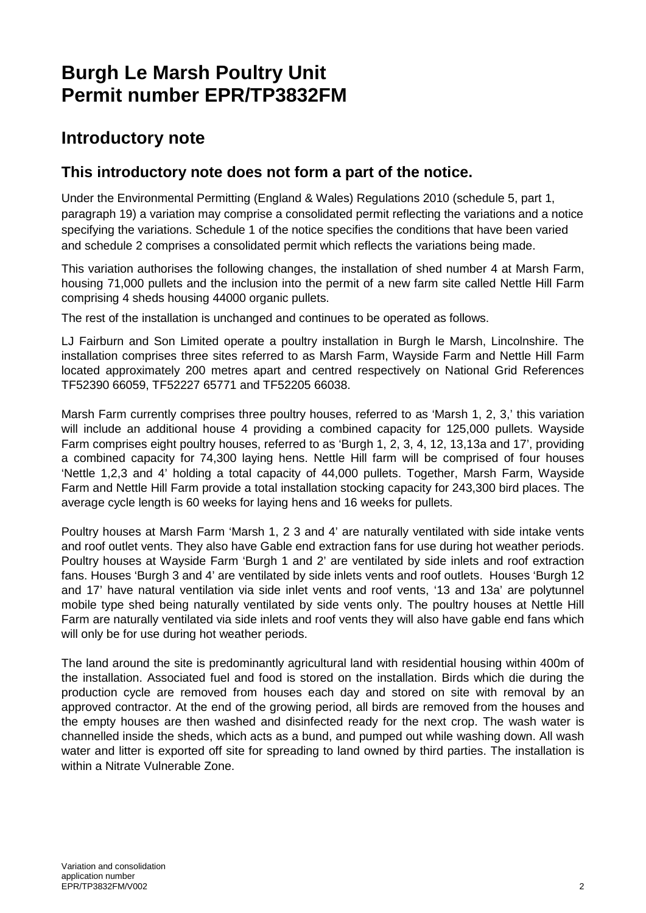# Burgh Le Marsh Poultry Unit
# Permit number EPR/TP3832FM

## Introductory note

### This introductory note does not form a part of the notice.

Under the Environmental Permitting (England & Wales) Regulations 2010 (schedule 5, part 1, paragraph 19) a variation may comprise a consolidated permit reflecting the variations and a notice specifying the variations. Schedule 1 of the notice specifies the conditions that have been varied and schedule 2 comprises a consolidated permit which reflects the variations being made.

This variation authorises the following changes, the installation of shed number 4 at Marsh Farm, housing 71,000 pullets and the inclusion into the permit of a new farm site called Nettle Hill Farm comprising 4 sheds housing 44000 organic pullets.

The rest of the installation is unchanged and continues to be operated as follows.

LJ Fairburn and Son Limited operate a poultry installation in Burgh le Marsh, Lincolnshire. The installation comprises three sites referred to as Marsh Farm, Wayside Farm and Nettle Hill Farm located approximately 200 metres apart and centred respectively on National Grid References TF52390 66059, TF52227 65771 and TF52205 66038.

Marsh Farm currently comprises three poultry houses, referred to as 'Marsh 1, 2, 3,' this variation will include an additional house 4 providing a combined capacity for 125,000 pullets. Wayside Farm comprises eight poultry houses, referred to as 'Burgh 1, 2, 3, 4, 12, 13,13a and 17', providing a combined capacity for 74,300 laying hens. Nettle Hill farm will be comprised of four houses 'Nettle 1,2,3 and 4' holding a total capacity of 44,000 pullets. Together, Marsh Farm, Wayside Farm and Nettle Hill Farm provide a total installation stocking capacity for 243,300 bird places. The average cycle length is 60 weeks for laying hens and 16 weeks for pullets.

Poultry houses at Marsh Farm 'Marsh 1, 2 3 and 4' are naturally ventilated with side intake vents and roof outlet vents. They also have Gable end extraction fans for use during hot weather periods. Poultry houses at Wayside Farm 'Burgh 1 and 2' are ventilated by side inlets and roof extraction fans. Houses 'Burgh 3 and 4' are ventilated by side inlets vents and roof outlets. Houses 'Burgh 12 and 17' have natural ventilation via side inlet vents and roof vents, '13 and 13a' are polytunnel mobile type shed being naturally ventilated by side vents only. The poultry houses at Nettle Hill Farm are naturally ventilated via side inlets and roof vents they will also have gable end fans which will only be for use during hot weather periods.

The land around the site is predominantly agricultural land with residential housing within 400m of the installation. Associated fuel and food is stored on the installation. Birds which die during the production cycle are removed from houses each day and stored on site with removal by an approved contractor. At the end of the growing period, all birds are removed from the houses and the empty houses are then washed and disinfected ready for the next crop. The wash water is channelled inside the sheds, which acts as a bund, and pumped out while washing down. All wash water and litter is exported off site for spreading to land owned by third parties. The installation is within a Nitrate Vulnerable Zone.

Variation and consolidation application number EPR/TP3832FM/V002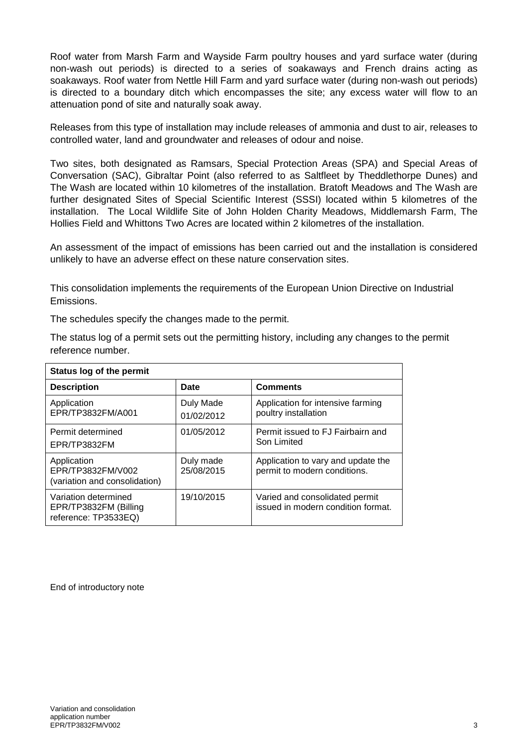Roof water from Marsh Farm and Wayside Farm poultry houses and yard surface water (during non-wash out periods) is directed to a series of soakaways and French drains acting as soakaways. Roof water from Nettle Hill Farm and yard surface water (during non-wash out periods) is directed to a boundary ditch which encompasses the site; any excess water will flow to an attenuation pond of site and naturally soak away.

Releases from this type of installation may include releases of ammonia and dust to air, releases to controlled water, land and groundwater and releases of odour and noise.

Two sites, both designated as Ramsars, Special Protection Areas (SPA) and Special Areas of Conversation (SAC), Gibraltar Point (also referred to as Saltfleet by Theddlethorpe Dunes) and The Wash are located within 10 kilometres of the installation. Bratoft Meadows and The Wash are further designated Sites of Special Scientific Interest (SSSI) located within 5 kilometres of the installation. The Local Wildlife Site of John Holden Charity Meadows, Middlemarsh Farm, The Hollies Field and Whittons Two Acres are located within 2 kilometres of the installation.

An assessment of the impact of emissions has been carried out and the installation is considered unlikely to have an adverse effect on these nature conservation sites.

This consolidation implements the requirements of the European Union Directive on Industrial Emissions.

The schedules specify the changes made to the permit.

The status log of a permit sets out the permitting history, including any changes to the permit reference number.

| **Status log of the permit** | | |
|---|---|---|
| **Description** | **Date** | **Comments** |
| Application EPR/TP3832FM/A001 | Duly Made 01/02/2012 | Application for intensive farming poultry installation |
| Permit determined EPR/TP3832FM | 01/05/2012 | Permit issued to FJ Fairbairn and Son Limited |
| Application EPR/TP3832FM/V002 (variation and consolidation) | Duly made 25/08/2015 | Application to vary and update the permit to modern conditions. |
| Variation determined EPR/TP3832FM (Billing reference: TP3533EQ) | 19/10/2015 | Varied and consolidated permit issued in modern condition format. |

End of introductory note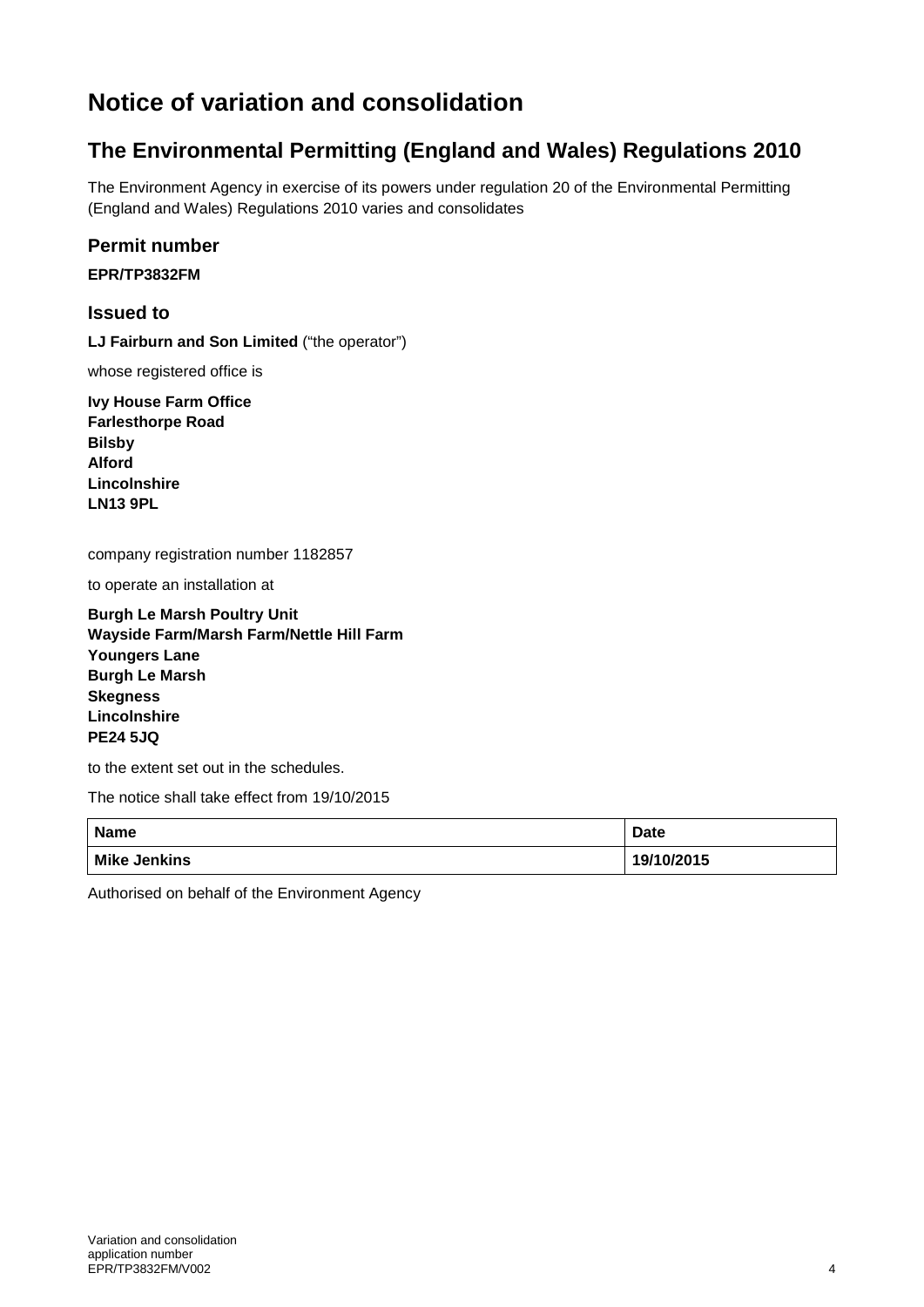# Notice of variation and consolidation

## The Environmental Permitting (England and Wales) Regulations 2010

The Environment Agency in exercise of its powers under regulation 20 of the Environmental Permitting (England and Wales) Regulations 2010 varies and consolidates

### Permit number

**EPR/TP3832FM**

### Issued to

**LJ Fairburn and Son Limited** ("the operator")

whose registered office is

**Ivy House Farm Office**
**Farlesthorpe Road**
**Bilsby**
**Alford**
**Lincolnshire**
**LN13 9PL**

company registration number 1182857

to operate an installation at

**Burgh Le Marsh Poultry Unit**
**Wayside Farm/Marsh Farm/Nettle Hill Farm**
**Youngers Lane**
**Burgh Le Marsh**
**Skegness**
**Lincolnshire**
**PE24 5JQ**

to the extent set out in the schedules.

The notice shall take effect from 19/10/2015

| Name | Date |
|---|---|
| **Mike Jenkins** | **19/10/2015** |

Authorised on behalf of the Environment Agency

Variation and consolidation application number EPR/TP3832FM/V002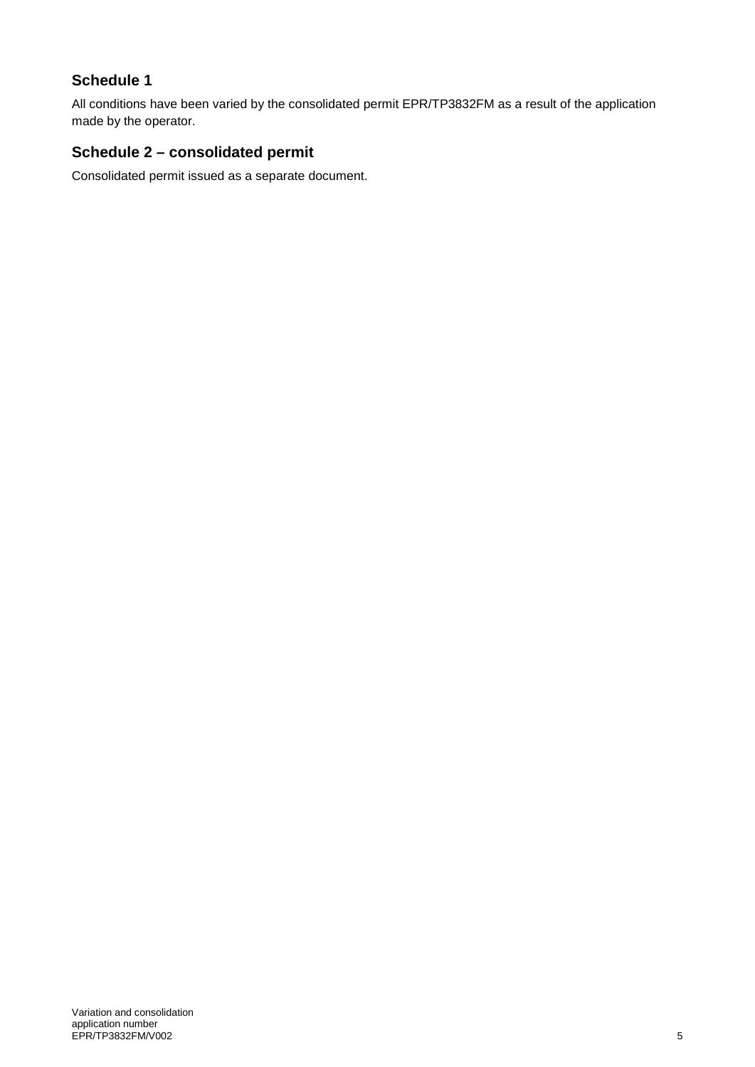## Schedule 1

All conditions have been varied by the consolidated permit EPR/TP3832FM as a result of the application made by the operator.

## Schedule 2 – consolidated permit

Consolidated permit issued as a separate document.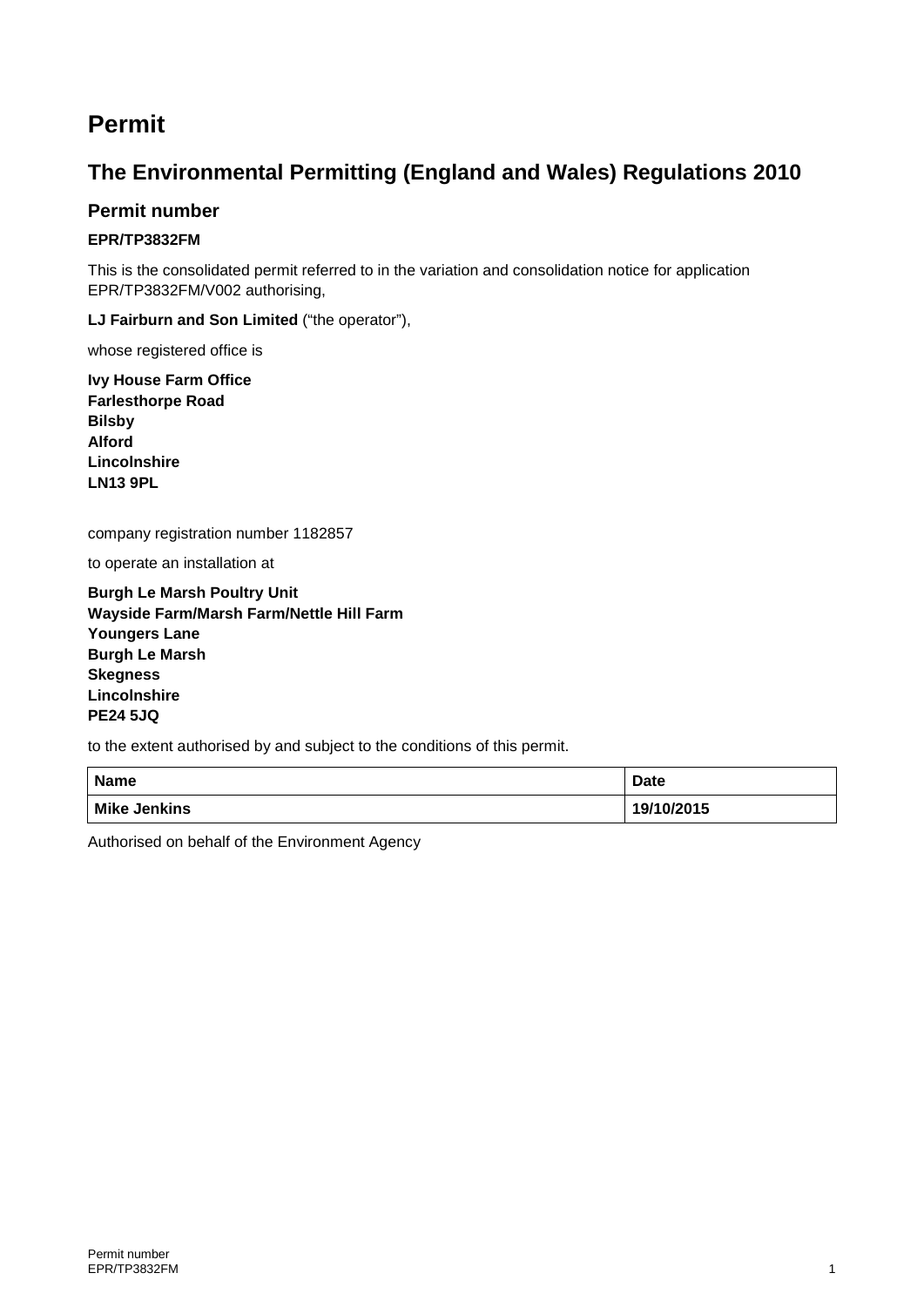# Permit

## The Environmental Permitting (England and Wales) Regulations 2010

### Permit number

**EPR/TP3832FM**

This is the consolidated permit referred to in the variation and consolidation notice for application EPR/TP3832FM/V002 authorising,

**LJ Fairburn and Son Limited** ("the operator"),

whose registered office is

**Ivy House Farm Office**
**Farlesthorpe Road**
**Bilsby**
**Alford**
**Lincolnshire**
**LN13 9PL**

company registration number 1182857

to operate an installation at

**Burgh Le Marsh Poultry Unit**
**Wayside Farm/Marsh Farm/Nettle Hill Farm**
**Youngers Lane**
**Burgh Le Marsh**
**Skegness**
**Lincolnshire**
**PE24 5JQ**

to the extent authorised by and subject to the conditions of this permit.

| Name | Date |
|---|---|
| **Mike Jenkins** | **19/10/2015** |

Authorised on behalf of the Environment Agency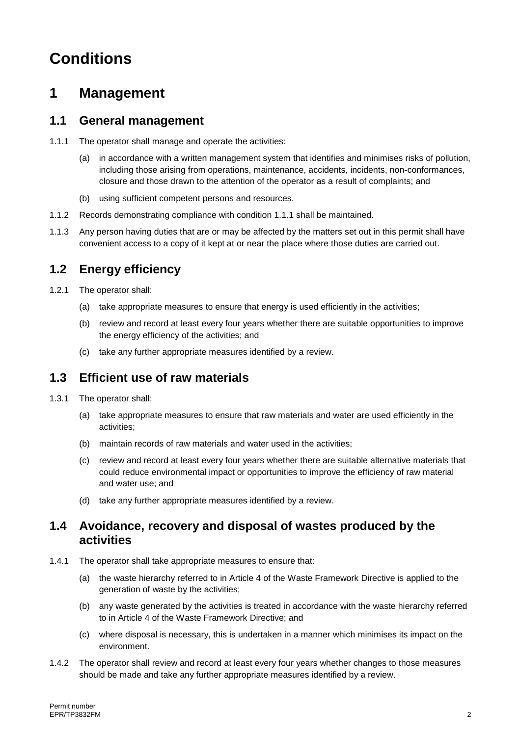# Conditions

## 1 Management

### 1.1 General management

1.1.1 The operator shall manage and operate the activities:

(a) in accordance with a written management system that identifies and minimises risks of pollution, including those arising from operations, maintenance, accidents, incidents, non-conformances, closure and those drawn to the attention of the operator as a result of complaints; and

(b) using sufficient competent persons and resources.

1.1.2 Records demonstrating compliance with condition 1.1.1 shall be maintained.

1.1.3 Any person having duties that are or may be affected by the matters set out in this permit shall have convenient access to a copy of it kept at or near the place where those duties are carried out.

### 1.2 Energy efficiency

1.2.1 The operator shall:

(a) take appropriate measures to ensure that energy is used efficiently in the activities;

(b) review and record at least every four years whether there are suitable opportunities to improve the energy efficiency of the activities; and

(c) take any further appropriate measures identified by a review.

### 1.3 Efficient use of raw materials

1.3.1 The operator shall:

(a) take appropriate measures to ensure that raw materials and water are used efficiently in the activities;

(b) maintain records of raw materials and water used in the activities;

(c) review and record at least every four years whether there are suitable alternative materials that could reduce environmental impact or opportunities to improve the efficiency of raw material and water use; and

(d) take any further appropriate measures identified by a review.

### 1.4 Avoidance, recovery and disposal of wastes produced by the activities

1.4.1 The operator shall take appropriate measures to ensure that:

(a) the waste hierarchy referred to in Article 4 of the Waste Framework Directive is applied to the generation of waste by the activities;

(b) any waste generated by the activities is treated in accordance with the waste hierarchy referred to in Article 4 of the Waste Framework Directive; and

(c) where disposal is necessary, this is undertaken in a manner which minimises its impact on the environment.

1.4.2 The operator shall review and record at least every four years whether changes to those measures should be made and take any further appropriate measures identified by a review.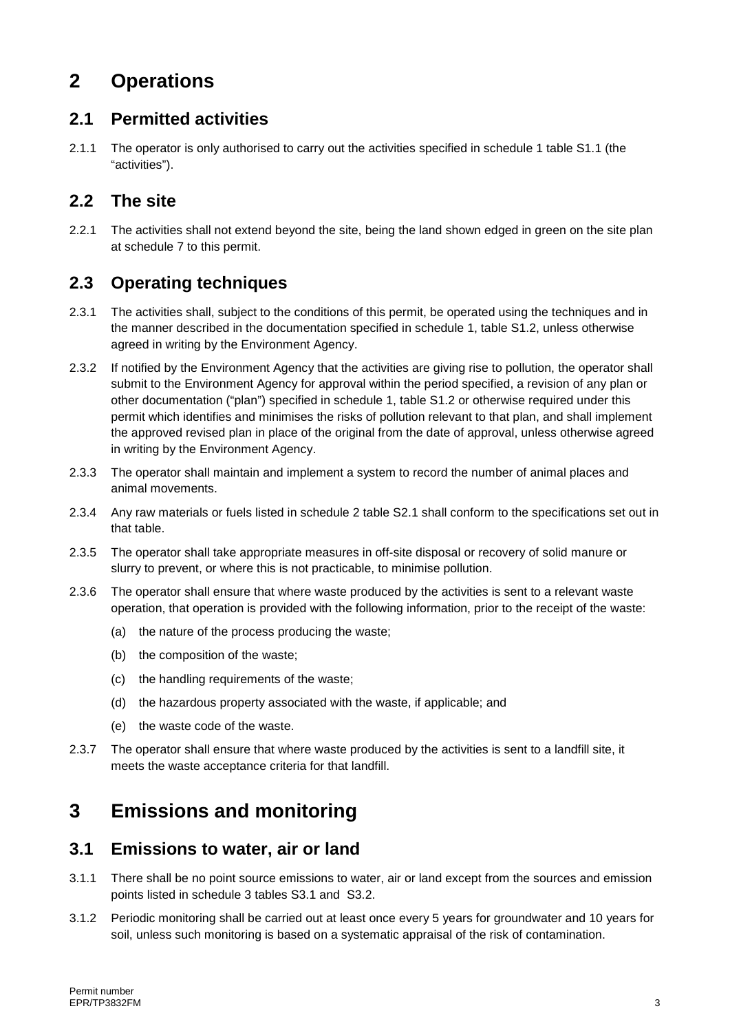# 2 Operations

## 2.1 Permitted activities

2.1.1 The operator is only authorised to carry out the activities specified in schedule 1 table S1.1 (the "activities").

## 2.2 The site

2.2.1 The activities shall not extend beyond the site, being the land shown edged in green on the site plan at schedule 7 to this permit.

## 2.3 Operating techniques

2.3.1 The activities shall, subject to the conditions of this permit, be operated using the techniques and in the manner described in the documentation specified in schedule 1, table S1.2, unless otherwise agreed in writing by the Environment Agency.

2.3.2 If notified by the Environment Agency that the activities are giving rise to pollution, the operator shall submit to the Environment Agency for approval within the period specified, a revision of any plan or other documentation ("plan") specified in schedule 1, table S1.2 or otherwise required under this permit which identifies and minimises the risks of pollution relevant to that plan, and shall implement the approved revised plan in place of the original from the date of approval, unless otherwise agreed in writing by the Environment Agency.

2.3.3 The operator shall maintain and implement a system to record the number of animal places and animal movements.

2.3.4 Any raw materials or fuels listed in schedule 2 table S2.1 shall conform to the specifications set out in that table.

2.3.5 The operator shall take appropriate measures in off-site disposal or recovery of solid manure or slurry to prevent, or where this is not practicable, to minimise pollution.

2.3.6 The operator shall ensure that where waste produced by the activities is sent to a relevant waste operation, that operation is provided with the following information, prior to the receipt of the waste:

(a) the nature of the process producing the waste;

(b) the composition of the waste;

(c) the handling requirements of the waste;

(d) the hazardous property associated with the waste, if applicable; and

(e) the waste code of the waste.

2.3.7 The operator shall ensure that where waste produced by the activities is sent to a landfill site, it meets the waste acceptance criteria for that landfill.

# 3 Emissions and monitoring

## 3.1 Emissions to water, air or land

3.1.1 There shall be no point source emissions to water, air or land except from the sources and emission points listed in schedule 3 tables S3.1 and S3.2.

3.1.2 Periodic monitoring shall be carried out at least once every 5 years for groundwater and 10 years for soil, unless such monitoring is based on a systematic appraisal of the risk of contamination.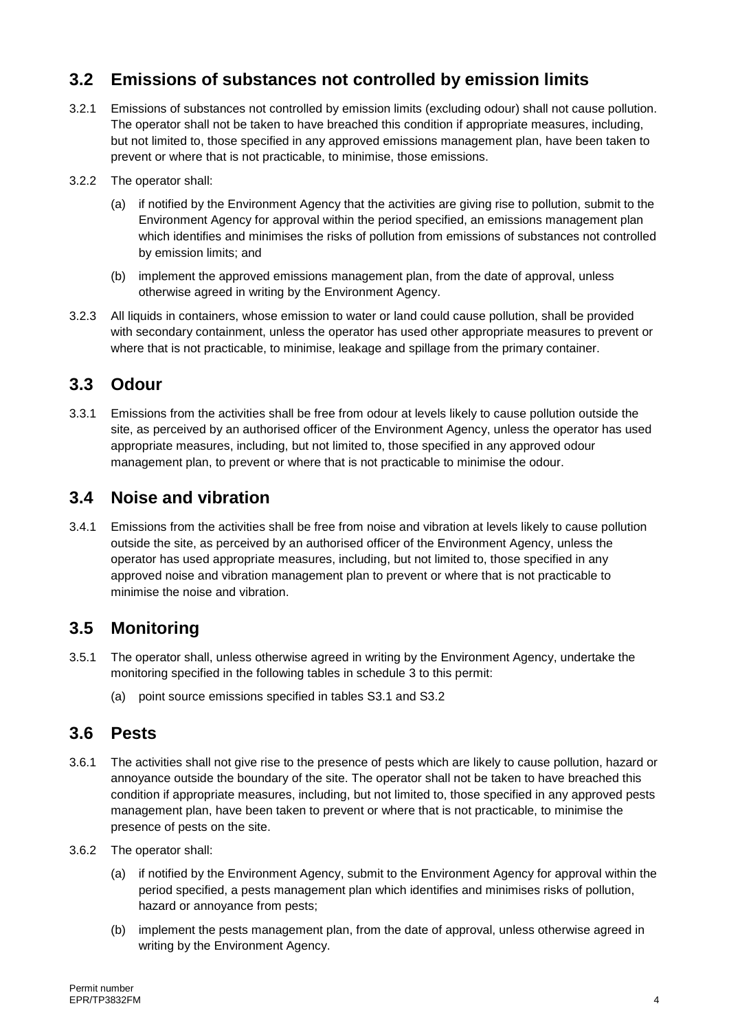## 3.2 Emissions of substances not controlled by emission limits

3.2.1 Emissions of substances not controlled by emission limits (excluding odour) shall not cause pollution. The operator shall not be taken to have breached this condition if appropriate measures, including, but not limited to, those specified in any approved emissions management plan, have been taken to prevent or where that is not practicable, to minimise, those emissions.

3.2.2 The operator shall:

(a) if notified by the Environment Agency that the activities are giving rise to pollution, submit to the Environment Agency for approval within the period specified, an emissions management plan which identifies and minimises the risks of pollution from emissions of substances not controlled by emission limits; and

(b) implement the approved emissions management plan, from the date of approval, unless otherwise agreed in writing by the Environment Agency.

3.2.3 All liquids in containers, whose emission to water or land could cause pollution, shall be provided with secondary containment, unless the operator has used other appropriate measures to prevent or where that is not practicable, to minimise, leakage and spillage from the primary container.

## 3.3 Odour

3.3.1 Emissions from the activities shall be free from odour at levels likely to cause pollution outside the site, as perceived by an authorised officer of the Environment Agency, unless the operator has used appropriate measures, including, but not limited to, those specified in any approved odour management plan, to prevent or where that is not practicable to minimise the odour.

## 3.4 Noise and vibration

3.4.1 Emissions from the activities shall be free from noise and vibration at levels likely to cause pollution outside the site, as perceived by an authorised officer of the Environment Agency, unless the operator has used appropriate measures, including, but not limited to, those specified in any approved noise and vibration management plan to prevent or where that is not practicable to minimise the noise and vibration.

## 3.5 Monitoring

3.5.1 The operator shall, unless otherwise agreed in writing by the Environment Agency, undertake the monitoring specified in the following tables in schedule 3 to this permit:

(a) point source emissions specified in tables S3.1 and S3.2

## 3.6 Pests

3.6.1 The activities shall not give rise to the presence of pests which are likely to cause pollution, hazard or annoyance outside the boundary of the site. The operator shall not be taken to have breached this condition if appropriate measures, including, but not limited to, those specified in any approved pests management plan, have been taken to prevent or where that is not practicable, to minimise the presence of pests on the site.

3.6.2 The operator shall:

(a) if notified by the Environment Agency, submit to the Environment Agency for approval within the period specified, a pests management plan which identifies and minimises risks of pollution, hazard or annoyance from pests;

(b) implement the pests management plan, from the date of approval, unless otherwise agreed in writing by the Environment Agency.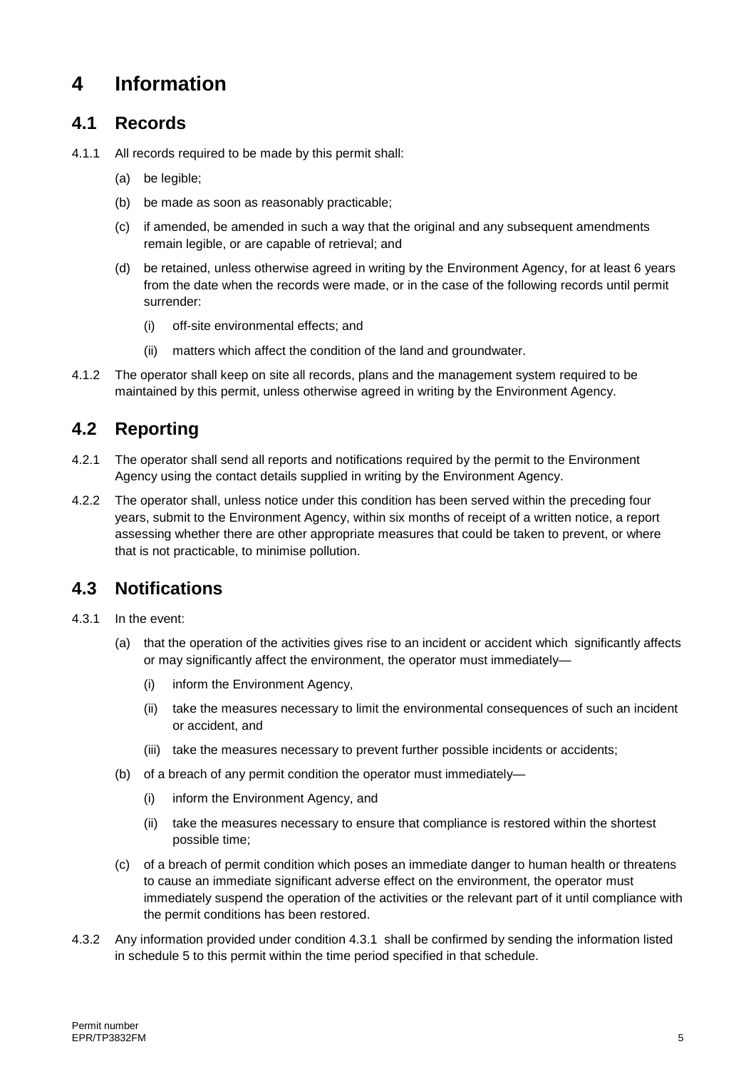# 4 Information

## 4.1 Records

4.1.1 All records required to be made by this permit shall:

(a) be legible;

(b) be made as soon as reasonably practicable;

(c) if amended, be amended in such a way that the original and any subsequent amendments remain legible, or are capable of retrieval; and

(d) be retained, unless otherwise agreed in writing by the Environment Agency, for at least 6 years from the date when the records were made, or in the case of the following records until permit surrender:

(i) off-site environmental effects; and

(ii) matters which affect the condition of the land and groundwater.

4.1.2 The operator shall keep on site all records, plans and the management system required to be maintained by this permit, unless otherwise agreed in writing by the Environment Agency.

## 4.2 Reporting

4.2.1 The operator shall send all reports and notifications required by the permit to the Environment Agency using the contact details supplied in writing by the Environment Agency.

4.2.2 The operator shall, unless notice under this condition has been served within the preceding four years, submit to the Environment Agency, within six months of receipt of a written notice, a report assessing whether there are other appropriate measures that could be taken to prevent, or where that is not practicable, to minimise pollution.

## 4.3 Notifications

4.3.1 In the event:

(a) that the operation of the activities gives rise to an incident or accident which significantly affects or may significantly affect the environment, the operator must immediately—

(i) inform the Environment Agency,

(ii) take the measures necessary to limit the environmental consequences of such an incident or accident, and

(iii) take the measures necessary to prevent further possible incidents or accidents;

(b) of a breach of any permit condition the operator must immediately—

(i) inform the Environment Agency, and

(ii) take the measures necessary to ensure that compliance is restored within the shortest possible time;

(c) of a breach of permit condition which poses an immediate danger to human health or threatens to cause an immediate significant adverse effect on the environment, the operator must immediately suspend the operation of the activities or the relevant part of it until compliance with the permit conditions has been restored.

4.3.2 Any information provided under condition 4.3.1 shall be confirmed by sending the information listed in schedule 5 to this permit within the time period specified in that schedule.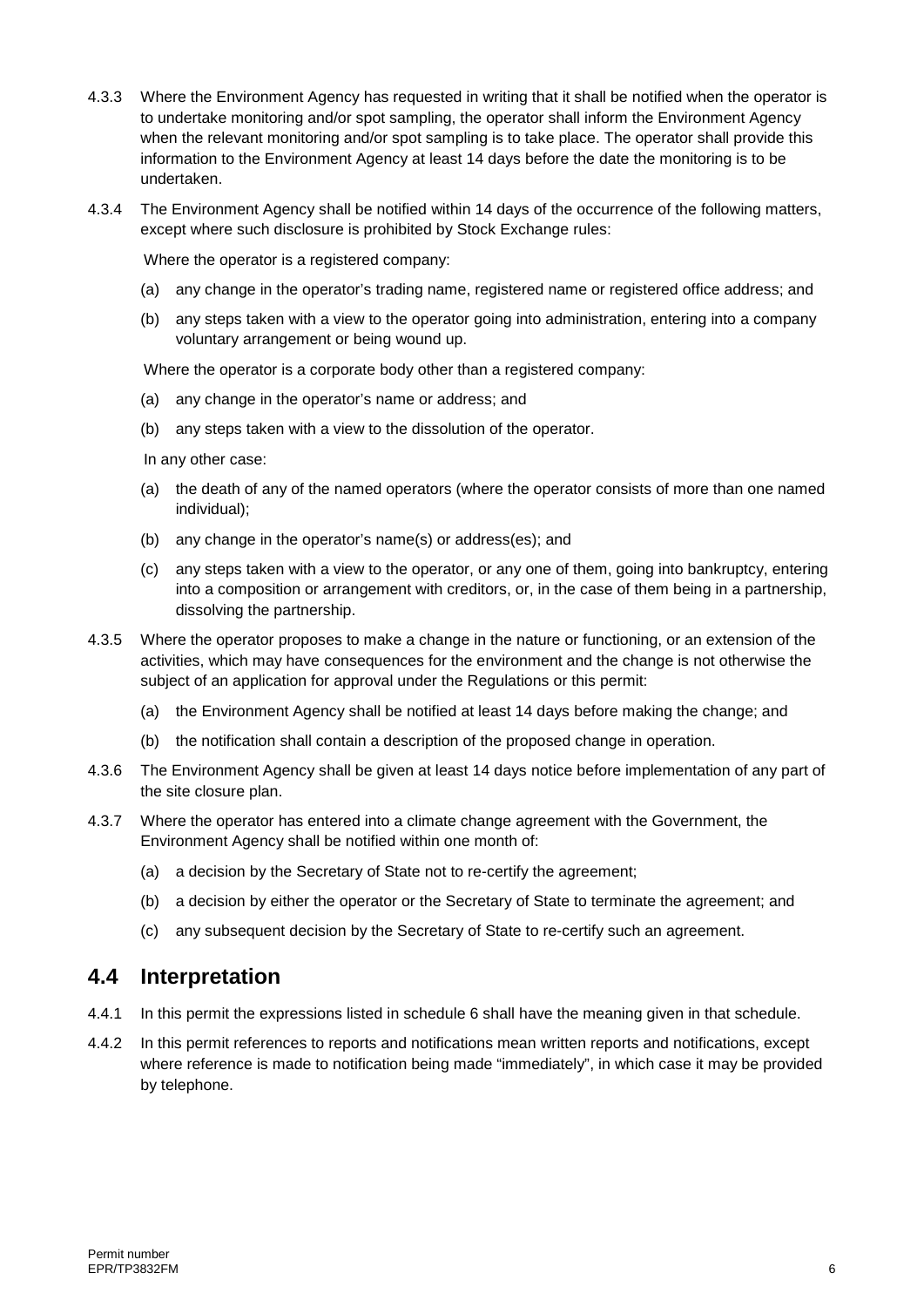4.3.3 Where the Environment Agency has requested in writing that it shall be notified when the operator is to undertake monitoring and/or spot sampling, the operator shall inform the Environment Agency when the relevant monitoring and/or spot sampling is to take place. The operator shall provide this information to the Environment Agency at least 14 days before the date the monitoring is to be undertaken.

4.3.4 The Environment Agency shall be notified within 14 days of the occurrence of the following matters, except where such disclosure is prohibited by Stock Exchange rules:

Where the operator is a registered company:

(a) any change in the operator's trading name, registered name or registered office address; and

(b) any steps taken with a view to the operator going into administration, entering into a company voluntary arrangement or being wound up.

Where the operator is a corporate body other than a registered company:

(a) any change in the operator's name or address; and

(b) any steps taken with a view to the dissolution of the operator.

In any other case:

(a) the death of any of the named operators (where the operator consists of more than one named individual);

(b) any change in the operator's name(s) or address(es); and

(c) any steps taken with a view to the operator, or any one of them, going into bankruptcy, entering into a composition or arrangement with creditors, or, in the case of them being in a partnership, dissolving the partnership.

4.3.5 Where the operator proposes to make a change in the nature or functioning, or an extension of the activities, which may have consequences for the environment and the change is not otherwise the subject of an application for approval under the Regulations or this permit:

(a) the Environment Agency shall be notified at least 14 days before making the change; and

(b) the notification shall contain a description of the proposed change in operation.

4.3.6 The Environment Agency shall be given at least 14 days notice before implementation of any part of the site closure plan.

4.3.7 Where the operator has entered into a climate change agreement with the Government, the Environment Agency shall be notified within one month of:

(a) a decision by the Secretary of State not to re-certify the agreement;

(b) a decision by either the operator or the Secretary of State to terminate the agreement; and

(c) any subsequent decision by the Secretary of State to re-certify such an agreement.

## 4.4 Interpretation

4.4.1 In this permit the expressions listed in schedule 6 shall have the meaning given in that schedule.

4.4.2 In this permit references to reports and notifications mean written reports and notifications, except where reference is made to notification being made "immediately", in which case it may be provided by telephone.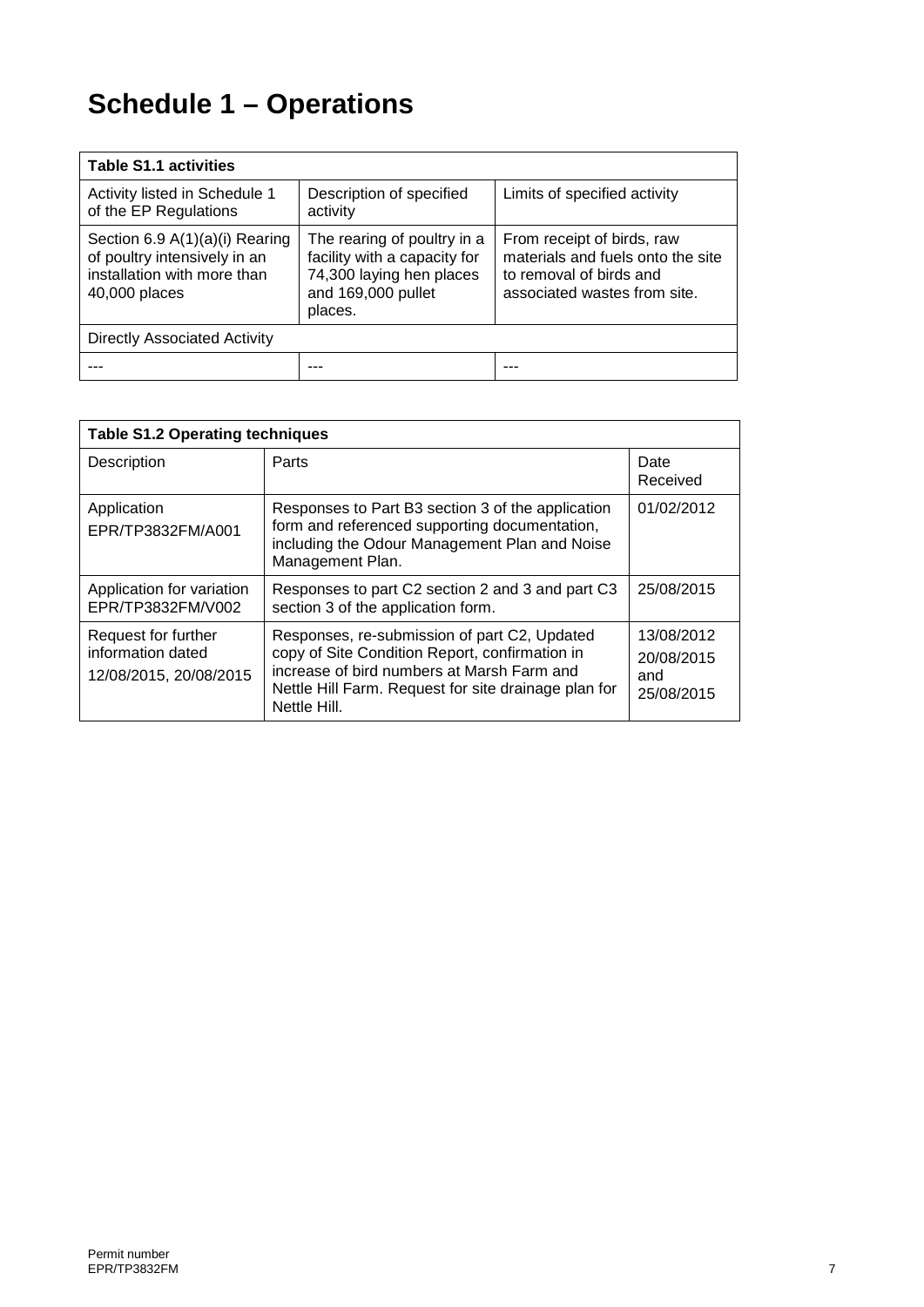# Schedule 1 – Operations

| Table S1.1 activities | | |
|---|---|---|
| Activity listed in Schedule 1 of the EP Regulations | Description of specified activity | Limits of specified activity |
| Section 6.9 A(1)(a)(i) Rearing of poultry intensively in an installation with more than 40,000 places | The rearing of poultry in a facility with a capacity for 74,300 laying hen places and 169,000 pullet places. | From receipt of birds, raw materials and fuels onto the site to removal of birds and associated wastes from site. |
| Directly Associated Activity | | |
| --- | --- | --- |

| Table S1.2 Operating techniques | | |
|---|---|---|
| Description | Parts | Date Received |
| Application EPR/TP3832FM/A001 | Responses to Part B3 section 3 of the application form and referenced supporting documentation, including the Odour Management Plan and Noise Management Plan. | 01/02/2012 |
| Application for variation EPR/TP3832FM/V002 | Responses to part C2 section 2 and 3 and part C3 section 3 of the application form. | 25/08/2015 |
| Request for further information dated 12/08/2015, 20/08/2015 | Responses, re-submission of part C2, Updated copy of Site Condition Report, confirmation in increase of bird numbers at Marsh Farm and Nettle Hill Farm. Request for site drainage plan for Nettle Hill. | 13/08/2012 20/08/2015 and 25/08/2015 |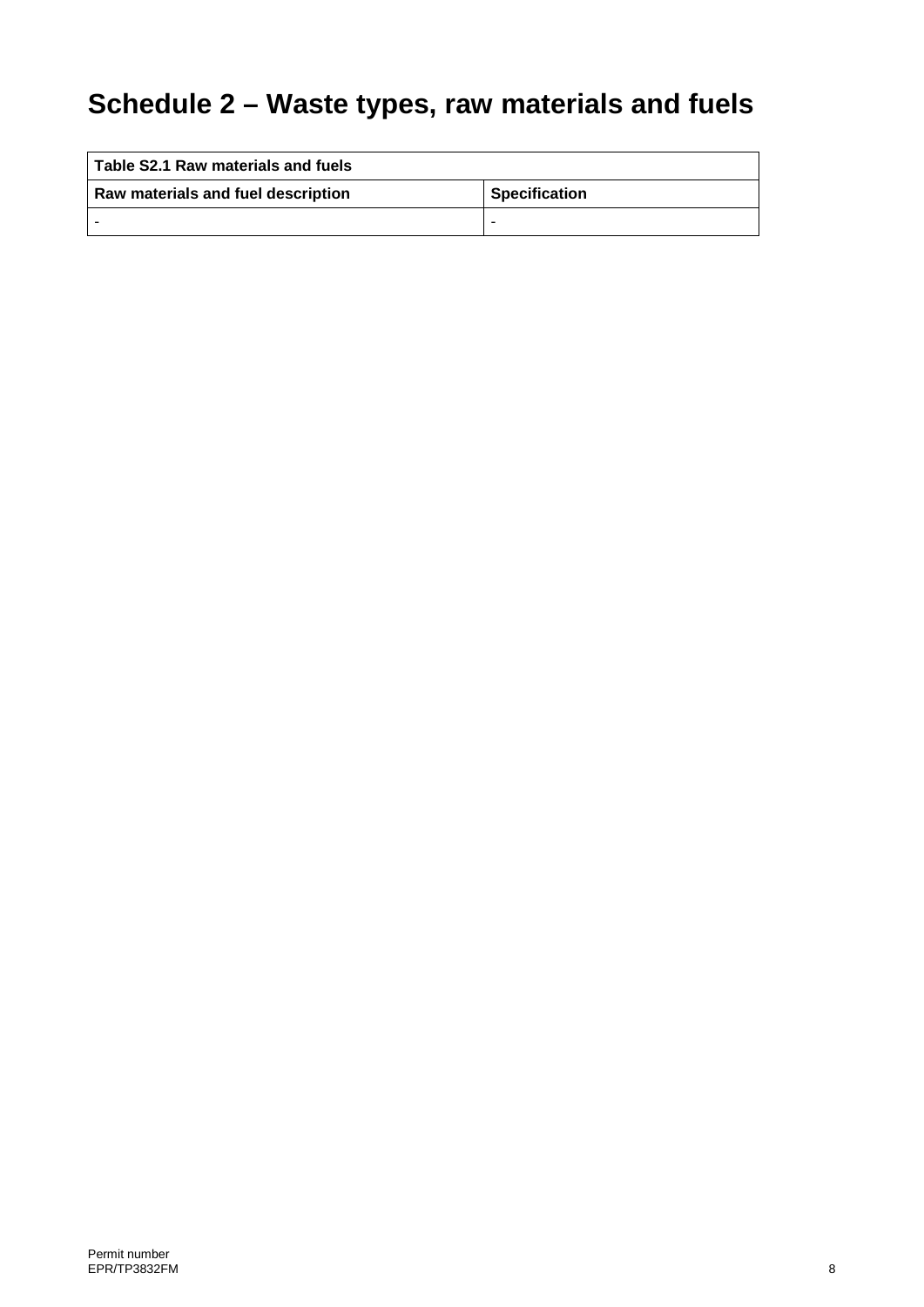# Schedule 2 – Waste types, raw materials and fuels

| Table S2.1 Raw materials and fuels | |
|---|---|
| **Raw materials and fuel description** | **Specification** |
| - | - |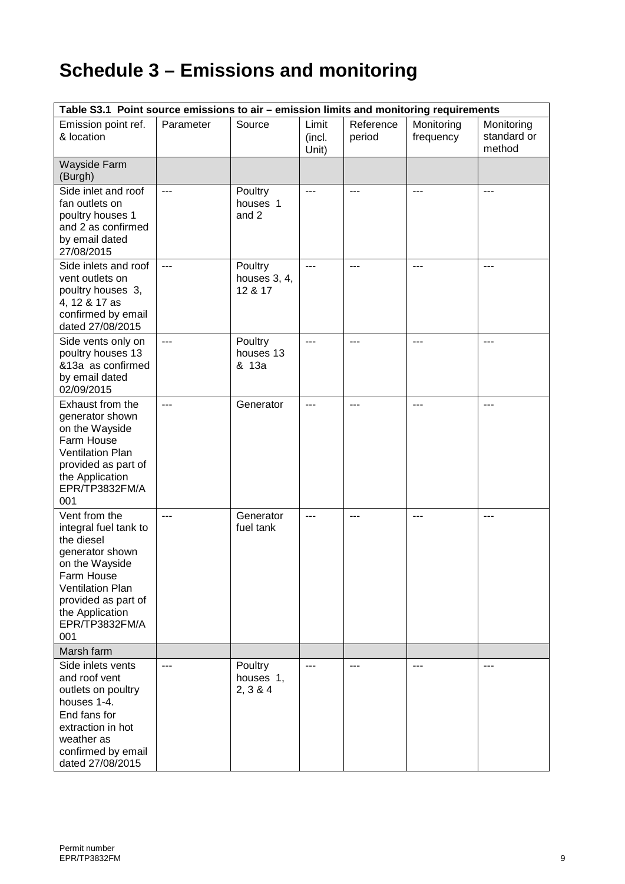# Schedule 3 – Emissions and monitoring

| Table S3.1 Point source emissions to air – emission limits and monitoring requirements | | | | | | |
|---|---|---|---|---|---|---|
| Emission point ref. & location | Parameter | Source | Limit (incl. Unit) | Reference period | Monitoring frequency | Monitoring standard or method |
| Wayside Farm (Burgh) | | | | | | |
| Side inlet and roof fan outlets on poultry houses 1 and 2 as confirmed by email dated 27/08/2015 | --- | Poultry houses 1 and 2 | --- | --- | --- | --- |
| Side inlets and roof vent outlets on poultry houses 3, 4, 12 & 17 as confirmed by email dated 27/08/2015 | --- | Poultry houses 3, 4, 12 & 17 | --- | --- | --- | --- |
| Side vents only on poultry houses 13 &13a as confirmed by email dated 02/09/2015 | --- | Poultry houses 13 & 13a | --- | --- | --- | --- |
| Exhaust from the generator shown on the Wayside Farm House Ventilation Plan provided as part of the Application EPR/TP3832FM/A001 | --- | Generator | --- | --- | --- | --- |
| Vent from the integral fuel tank to the diesel generator shown on the Wayside Farm House Ventilation Plan provided as part of the Application EPR/TP3832FM/A001 | --- | Generator fuel tank | --- | --- | --- | --- |
| Marsh farm | | | | | | |
| Side inlets vents and roof vent outlets on poultry houses 1-4. End fans for extraction in hot weather as confirmed by email dated 27/08/2015 | --- | Poultry houses 1, 2, 3 & 4 | --- | --- | --- | --- |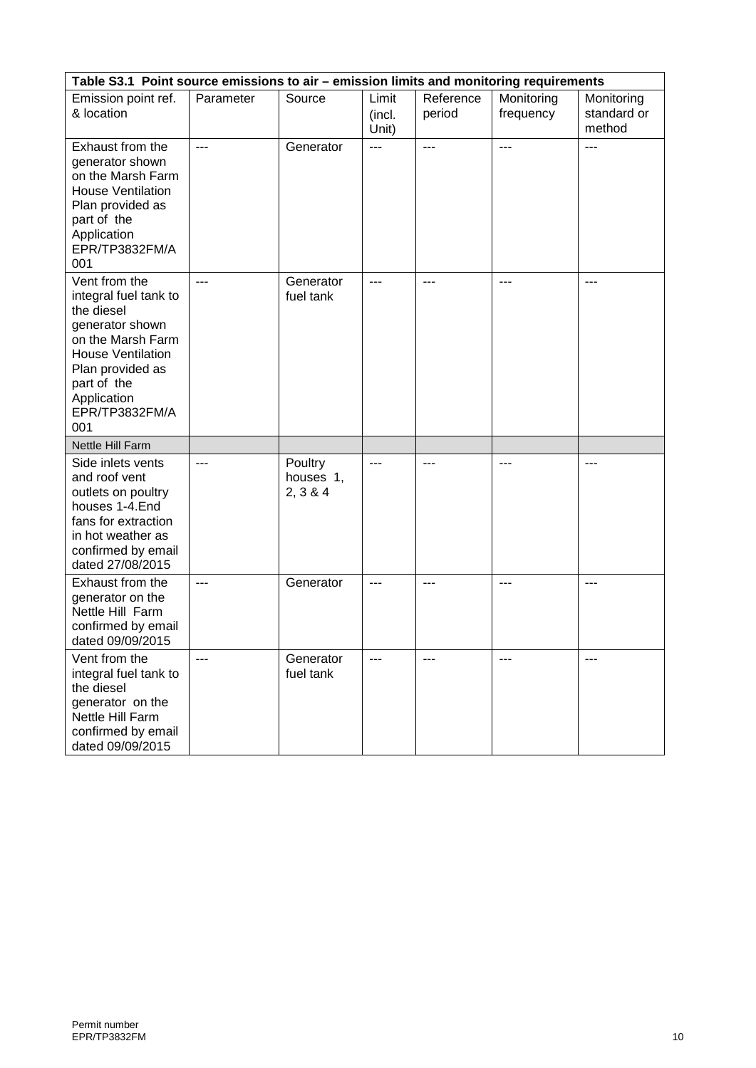| Table S3.1 Point source emissions to air – emission limits and monitoring requirements | | | | | | |
|---|---|---|---|---|---|---|
| Emission point ref. & location | Parameter | Source | Limit (incl. Unit) | Reference period | Monitoring frequency | Monitoring standard or method |
| Exhaust from the generator shown on the Marsh Farm House Ventilation Plan provided as part of the Application EPR/TP3832FM/A 001 | --- | Generator | --- | --- | --- | --- |
| Vent from the integral fuel tank to the diesel generator shown on the Marsh Farm House Ventilation Plan provided as part of the Application EPR/TP3832FM/A 001 | --- | Generator fuel tank | --- | --- | --- | --- |
| Nettle Hill Farm | | | | | | |
| Side inlets vents and roof vent outlets on poultry houses 1-4.End fans for extraction in hot weather as confirmed by email dated 27/08/2015 | --- | Poultry houses 1, 2, 3 & 4 | --- | --- | --- | --- |
| Exhaust from the generator on the Nettle Hill Farm confirmed by email dated 09/09/2015 | --- | Generator | --- | --- | --- | --- |
| Vent from the integral fuel tank to the diesel generator on the Nettle Hill Farm confirmed by email dated 09/09/2015 | --- | Generator fuel tank | --- | --- | --- | --- |

Permit number
EPR/TP3832FM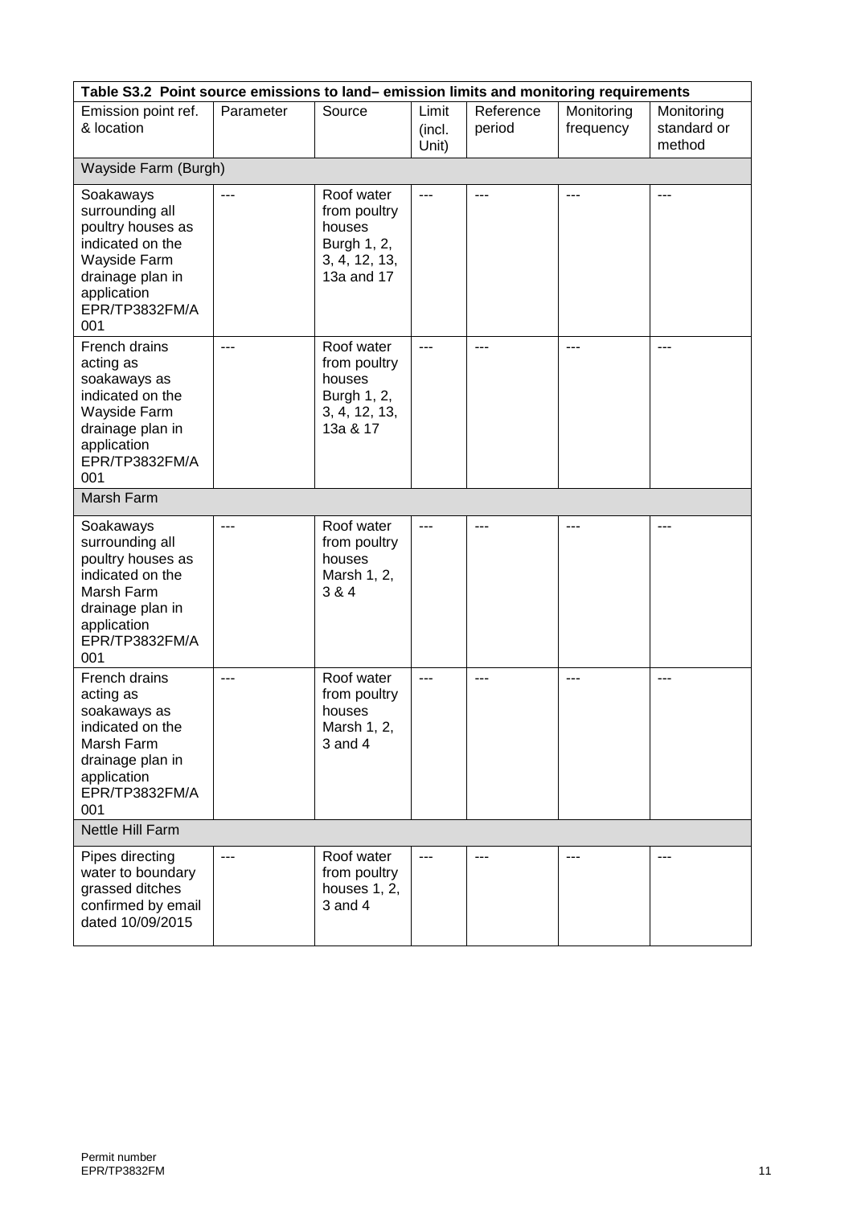| Table S3.2 Point source emissions to land– emission limits and monitoring requirements | | | | | | |
|---|---|---|---|---|---|---|
| Emission point ref. & location | Parameter | Source | Limit (incl. Unit) | Reference period | Monitoring frequency | Monitoring standard or method |
| Wayside Farm (Burgh) | | | | | | |
| Soakaways surrounding all poultry houses as indicated on the Wayside Farm drainage plan in application EPR/TP3832FM/A 001 | --- | Roof water from poultry houses Burgh 1, 2, 3, 4, 12, 13, 13a and 17 | --- | --- | --- | --- |
| French drains acting as soakaways as indicated on the Wayside Farm drainage plan in application EPR/TP3832FM/A 001 | --- | Roof water from poultry houses Burgh 1, 2, 3, 4, 12, 13, 13a & 17 | --- | --- | --- | --- |
| Marsh Farm | | | | | | |
| Soakaways surrounding all poultry houses as indicated on the Marsh Farm drainage plan in application EPR/TP3832FM/A 001 | --- | Roof water from poultry houses Marsh 1, 2, 3 & 4 | --- | --- | --- | --- |
| French drains acting as soakaways as indicated on the Marsh Farm drainage plan in application EPR/TP3832FM/A 001 | --- | Roof water from poultry houses Marsh 1, 2, 3 and 4 | --- | --- | --- | --- |
| Nettle Hill Farm | | | | | | |
| Pipes directing water to boundary grassed ditches confirmed by email dated 10/09/2015 | --- | Roof water from poultry houses 1, 2, 3 and 4 | --- | --- | --- | --- |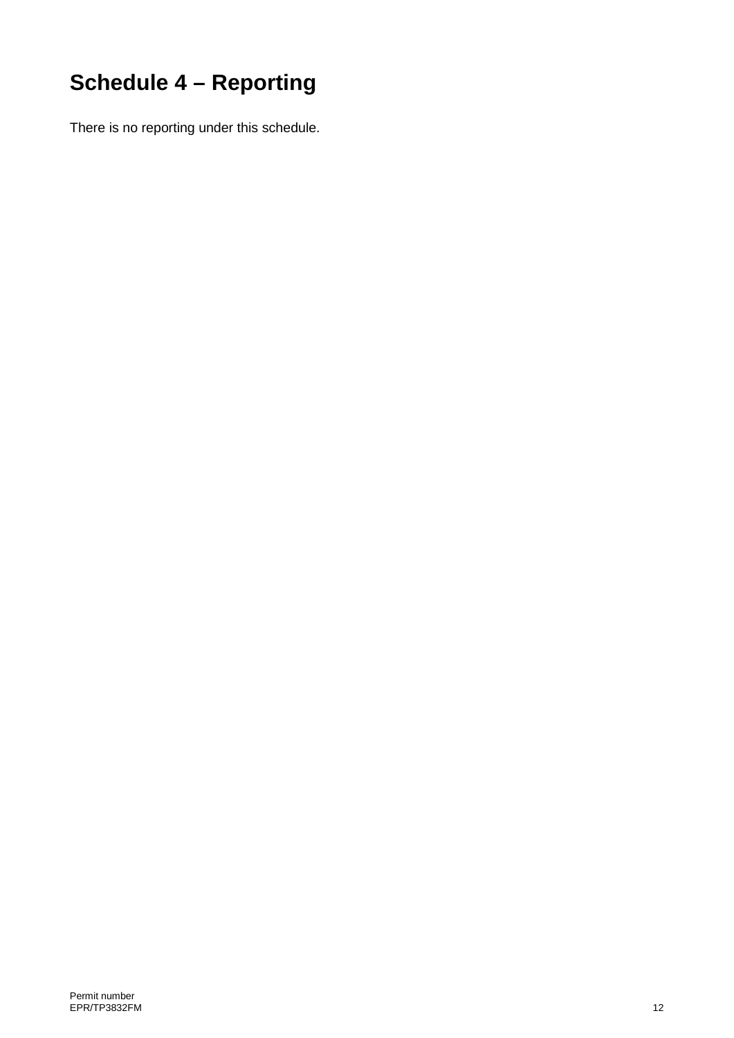# Schedule 4 – Reporting

There is no reporting under this schedule.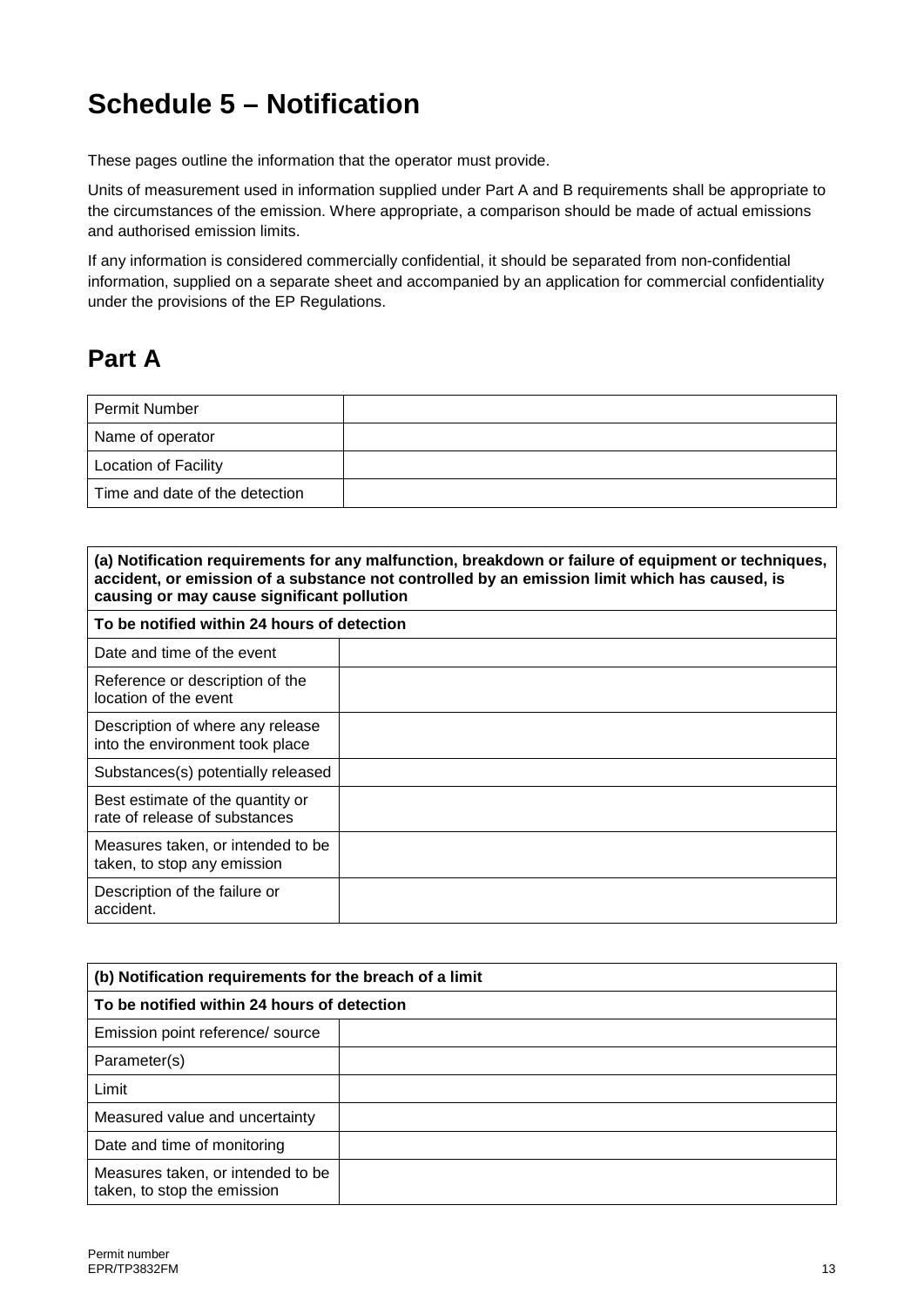# Schedule 5 – Notification

These pages outline the information that the operator must provide.

Units of measurement used in information supplied under Part A and B requirements shall be appropriate to the circumstances of the emission. Where appropriate, a comparison should be made of actual emissions and authorised emission limits.

If any information is considered commercially confidential, it should be separated from non-confidential information, supplied on a separate sheet and accompanied by an application for commercial confidentiality under the provisions of the EP Regulations.

## Part A

| | |
|---|---|
| Permit Number | |
| Name of operator | |
| Location of Facility | |
| Time and date of the detection | |

| **(a) Notification requirements for any malfunction, breakdown or failure of equipment or techniques, accident, or emission of a substance not controlled by an emission limit which has caused, is causing or may cause significant pollution** | |
|---|---|
| **To be notified within 24 hours of detection** | |
| Date and time of the event | |
| Reference or description of the location of the event | |
| Description of where any release into the environment took place | |
| Substances(s) potentially released | |
| Best estimate of the quantity or rate of release of substances | |
| Measures taken, or intended to be taken, to stop any emission | |
| Description of the failure or accident. | |

| **(b) Notification requirements for the breach of a limit** | |
|---|---|
| **To be notified within 24 hours of detection** | |
| Emission point reference/ source | |
| Parameter(s) | |
| Limit | |
| Measured value and uncertainty | |
| Date and time of monitoring | |
| Measures taken, or intended to be taken, to stop the emission | |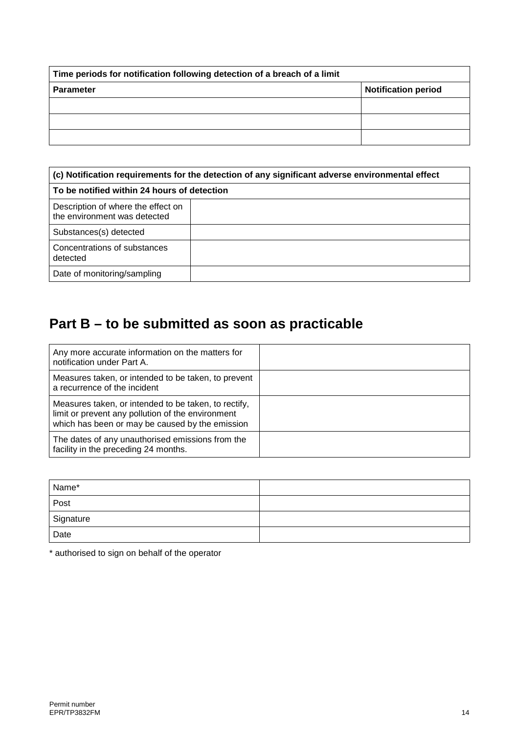| Time periods for notification following detection of a breach of a limit | |
|---|---|
| **Parameter** | **Notification period** |
| | |
| | |
| | |

| (c) Notification requirements for the detection of any significant adverse environmental effect | |
|---|---|
| **To be notified within 24 hours of detection** | |
| Description of where the effect on the environment was detected | |
| Substances(s) detected | |
| Concentrations of substances detected | |
| Date of monitoring/sampling | |

# Part B – to be submitted as soon as practicable

| | |
|---|---|
| Any more accurate information on the matters for notification under Part A. | |
| Measures taken, or intended to be taken, to prevent a recurrence of the incident | |
| Measures taken, or intended to be taken, to rectify, limit or prevent any pollution of the environment which has been or may be caused by the emission | |
| The dates of any unauthorised emissions from the facility in the preceding 24 months. | |

| | |
|---|---|
| Name* | |
| Post | |
| Signature | |
| Date | |

* authorised to sign on behalf of the operator

Permit number
EPR/TP3832FM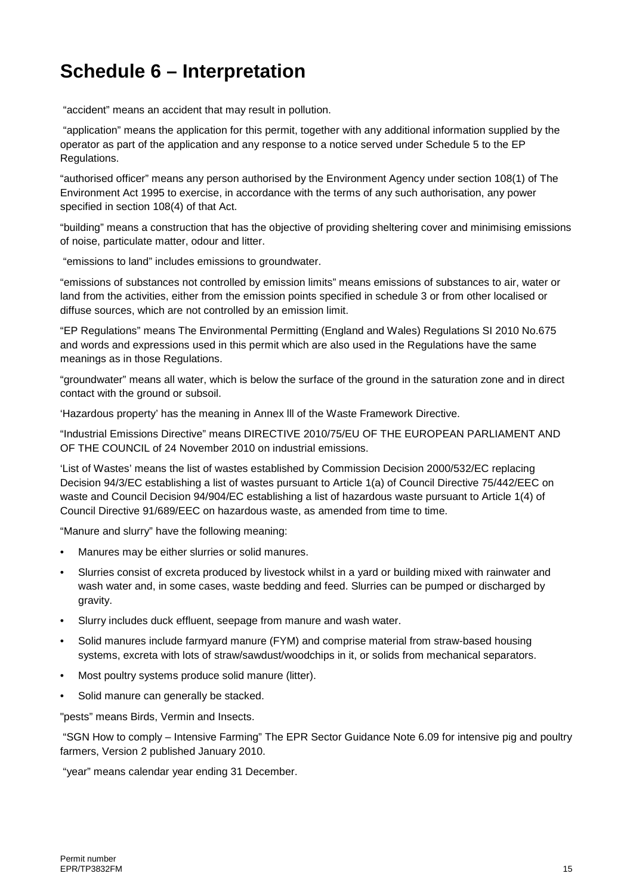# Schedule 6 – Interpretation

"accident" means an accident that may result in pollution.

"application" means the application for this permit, together with any additional information supplied by the operator as part of the application and any response to a notice served under Schedule 5 to the EP Regulations.

"authorised officer" means any person authorised by the Environment Agency under section 108(1) of The Environment Act 1995 to exercise, in accordance with the terms of any such authorisation, any power specified in section 108(4) of that Act.

"building" means a construction that has the objective of providing sheltering cover and minimising emissions of noise, particulate matter, odour and litter.

"emissions to land" includes emissions to groundwater.

"emissions of substances not controlled by emission limits" means emissions of substances to air, water or land from the activities, either from the emission points specified in schedule 3 or from other localised or diffuse sources, which are not controlled by an emission limit.

"EP Regulations" means The Environmental Permitting (England and Wales) Regulations SI 2010 No.675 and words and expressions used in this permit which are also used in the Regulations have the same meanings as in those Regulations.

"groundwater" means all water, which is below the surface of the ground in the saturation zone and in direct contact with the ground or subsoil.

'Hazardous property' has the meaning in Annex lll of the Waste Framework Directive.

"Industrial Emissions Directive" means DIRECTIVE 2010/75/EU OF THE EUROPEAN PARLIAMENT AND OF THE COUNCIL of 24 November 2010 on industrial emissions.

'List of Wastes' means the list of wastes established by Commission Decision 2000/532/EC replacing Decision 94/3/EC establishing a list of wastes pursuant to Article 1(a) of Council Directive 75/442/EEC on waste and Council Decision 94/904/EC establishing a list of hazardous waste pursuant to Article 1(4) of Council Directive 91/689/EEC on hazardous waste, as amended from time to time.

"Manure and slurry" have the following meaning:

- Manures may be either slurries or solid manures.
- Slurries consist of excreta produced by livestock whilst in a yard or building mixed with rainwater and wash water and, in some cases, waste bedding and feed. Slurries can be pumped or discharged by gravity.
- Slurry includes duck effluent, seepage from manure and wash water.
- Solid manures include farmyard manure (FYM) and comprise material from straw-based housing systems, excreta with lots of straw/sawdust/woodchips in it, or solids from mechanical separators.
- Most poultry systems produce solid manure (litter).
- Solid manure can generally be stacked.

"pests" means Birds, Vermin and Insects.

"SGN How to comply – Intensive Farming" The EPR Sector Guidance Note 6.09 for intensive pig and poultry farmers, Version 2 published January 2010.

"year" means calendar year ending 31 December.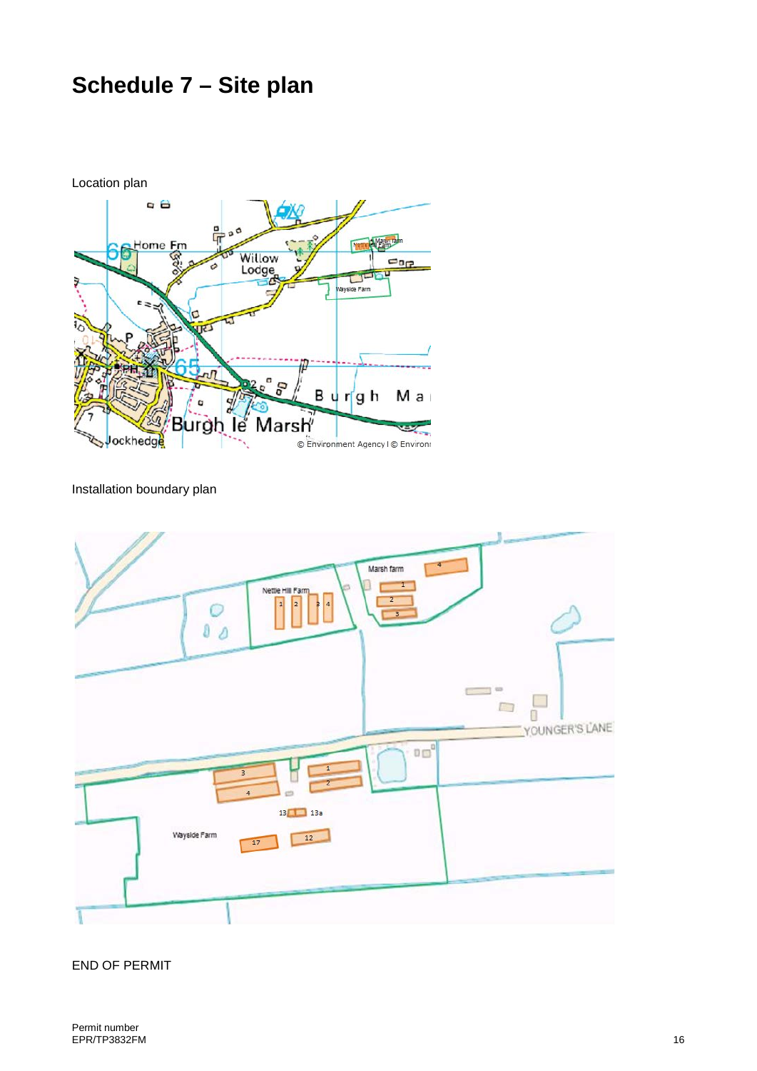# Schedule 7 – Site plan

Location plan

Installation boundary plan

END OF PERMIT